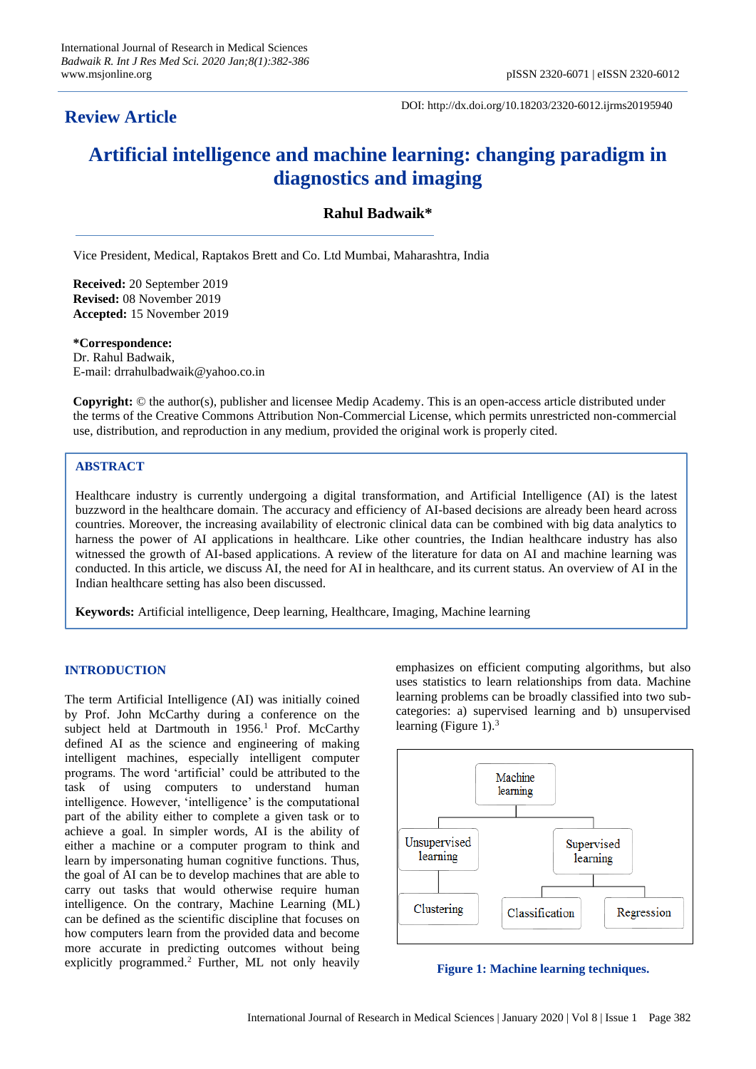**Review Article**

DOI: http://dx.doi.org/10.18203/2320-6012.ijrms20195940

# Artificial intelligence and machine learning: changing paradigm in diagnostics and imaging

**Rahul Badwaik***

Vice President, Medical, Raptakos Brett and Co. Ltd Mumbai, Maharashtra, India

**Received:** 20 September 2019
**Revised:** 08 November 2019
**Accepted:** 15 November 2019

***Correspondence:**
Dr. Rahul Badwaik,
E-mail: drrahulbadwaik@yahoo.co.in

**Copyright:** © the author(s), publisher and licensee Medip Academy. This is an open-access article distributed under the terms of the Creative Commons Attribution Non-Commercial License, which permits unrestricted non-commercial use, distribution, and reproduction in any medium, provided the original work is properly cited.

## ABSTRACT

Healthcare industry is currently undergoing a digital transformation, and Artificial Intelligence (AI) is the latest buzzword in the healthcare domain. The accuracy and efficiency of AI-based decisions are already been heard across countries. Moreover, the increasing availability of electronic clinical data can be combined with big data analytics to harness the power of AI applications in healthcare. Like other countries, the Indian healthcare industry has also witnessed the growth of AI-based applications. A review of the literature for data on AI and machine learning was conducted. In this article, we discuss AI, the need for AI in healthcare, and its current status. An overview of AI in the Indian healthcare setting has also been discussed.

**Keywords:** Artificial intelligence, Deep learning, Healthcare, Imaging, Machine learning

## INTRODUCTION

The term Artificial Intelligence (AI) was initially coined by Prof. John McCarthy during a conference on the subject held at Dartmouth in 1956.[1] Prof. McCarthy defined AI as the science and engineering of making intelligent machines, especially intelligent computer programs. The word 'artificial' could be attributed to the task of using computers to understand human intelligence. However, 'intelligence' is the computational part of the ability either to complete a given task or to achieve a goal. In simpler words, AI is the ability of either a machine or a computer program to think and learn by impersonating human cognitive functions. Thus, the goal of AI can be to develop machines that are able to carry out tasks that would otherwise require human intelligence. On the contrary, Machine Learning (ML) can be defined as the scientific discipline that focuses on how computers learn from the provided data and become more accurate in predicting outcomes without being explicitly programmed.[2] Further, ML not only heavily emphasizes on efficient computing algorithms, but also uses statistics to learn relationships from data. Machine learning problems can be broadly classified into two sub-categories: a) supervised learning and b) unsupervised learning (Figure 1).[3]

Machine learning
- Unsupervised learning
  - Clustering
- Supervised learning
  - Classification
  - Regression

**Figure 1: Machine learning techniques.**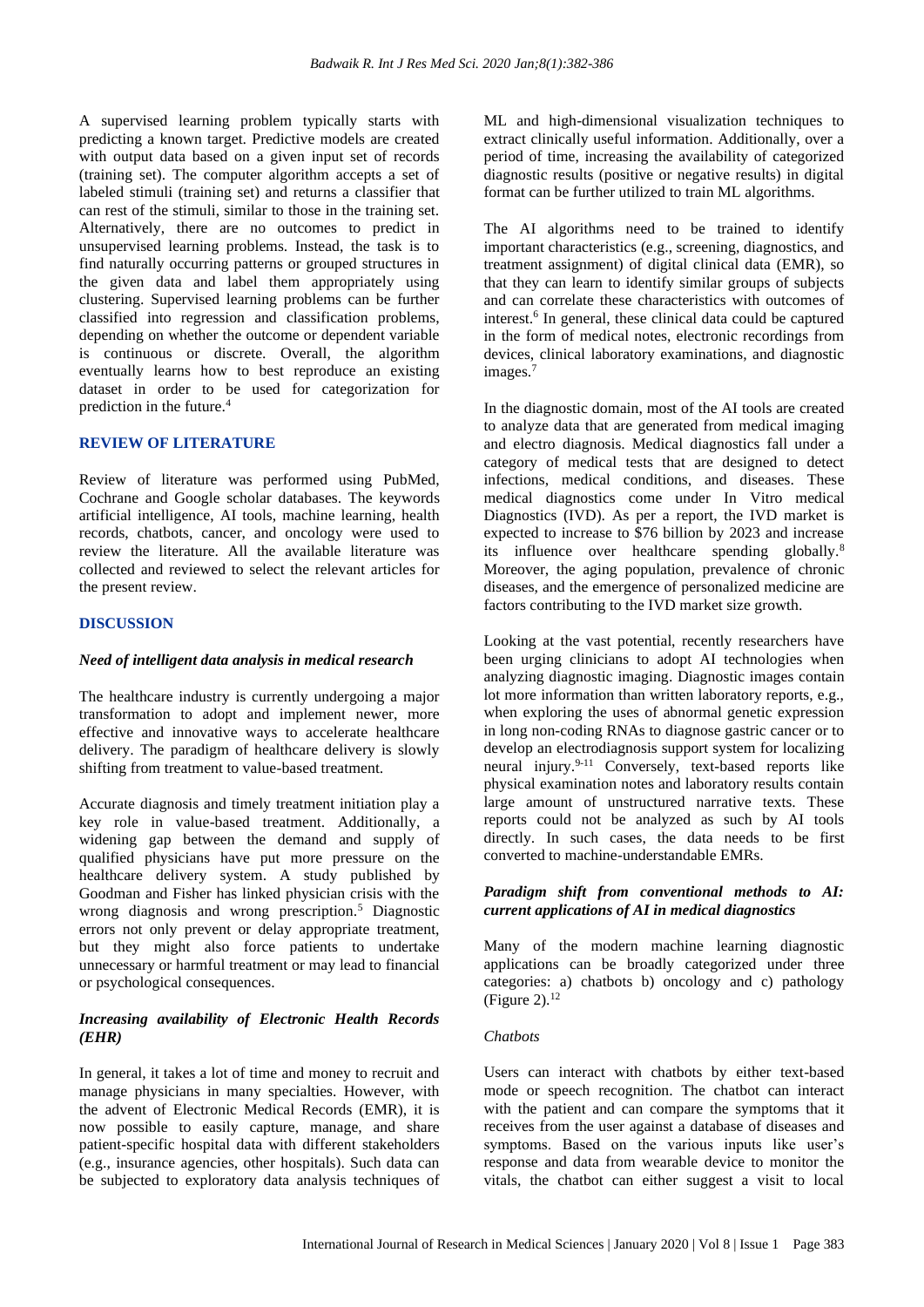A supervised learning problem typically starts with predicting a known target. Predictive models are created with output data based on a given input set of records (training set). The computer algorithm accepts a set of labeled stimuli (training set) and returns a classifier that can rest of the stimuli, similar to those in the training set. Alternatively, there are no outcomes to predict in unsupervised learning problems. Instead, the task is to find naturally occurring patterns or grouped structures in the given data and label them appropriately using clustering. Supervised learning problems can be further classified into regression and classification problems, depending on whether the outcome or dependent variable is continuous or discrete. Overall, the algorithm eventually learns how to best reproduce an existing dataset in order to be used for categorization for prediction in the future.[4]

## REVIEW OF LITERATURE

Review of literature was performed using PubMed, Cochrane and Google scholar databases. The keywords artificial intelligence, AI tools, machine learning, health records, chatbots, cancer, and oncology were used to review the literature. All the available literature was collected and reviewed to select the relevant articles for the present review.

## DISCUSSION

### *Need of intelligent data analysis in medical research*

The healthcare industry is currently undergoing a major transformation to adopt and implement newer, more effective and innovative ways to accelerate healthcare delivery. The paradigm of healthcare delivery is slowly shifting from treatment to value-based treatment.

Accurate diagnosis and timely treatment initiation play a key role in value-based treatment. Additionally, a widening gap between the demand and supply of qualified physicians have put more pressure on the healthcare delivery system. A study published by Goodman and Fisher has linked physician crisis with the wrong diagnosis and wrong prescription.[5] Diagnostic errors not only prevent or delay appropriate treatment, but they might also force patients to undertake unnecessary or harmful treatment or may lead to financial or psychological consequences.

### *Increasing availability of Electronic Health Records (EHR)*

In general, it takes a lot of time and money to recruit and manage physicians in many specialties. However, with the advent of Electronic Medical Records (EMR), it is now possible to easily capture, manage, and share patient-specific hospital data with different stakeholders (e.g., insurance agencies, other hospitals). Such data can be subjected to exploratory data analysis techniques of ML and high-dimensional visualization techniques to extract clinically useful information. Additionally, over a period of time, increasing the availability of categorized diagnostic results (positive or negative results) in digital format can be further utilized to train ML algorithms.

The AI algorithms need to be trained to identify important characteristics (e.g., screening, diagnostics, and treatment assignment) of digital clinical data (EMR), so that they can learn to identify similar groups of subjects and can correlate these characteristics with outcomes of interest.[6] In general, these clinical data could be captured in the form of medical notes, electronic recordings from devices, clinical laboratory examinations, and diagnostic images.[7]

In the diagnostic domain, most of the AI tools are created to analyze data that are generated from medical imaging and electro diagnosis. Medical diagnostics fall under a category of medical tests that are designed to detect infections, medical conditions, and diseases. These medical diagnostics come under In Vitro medical Diagnostics (IVD). As per a report, the IVD market is expected to increase to $76 billion by 2023 and increase its influence over healthcare spending globally.[8] Moreover, the aging population, prevalence of chronic diseases, and the emergence of personalized medicine are factors contributing to the IVD market size growth.

Looking at the vast potential, recently researchers have been urging clinicians to adopt AI technologies when analyzing diagnostic imaging. Diagnostic images contain lot more information than written laboratory reports, e.g., when exploring the uses of abnormal genetic expression in long non-coding RNAs to diagnose gastric cancer or to develop an electrodiagnosis support system for localizing neural injury.[9-11] Conversely, text-based reports like physical examination notes and laboratory results contain large amount of unstructured narrative texts. These reports could not be analyzed as such by AI tools directly. In such cases, the data needs to be first converted to machine-understandable EMRs.

### *Paradigm shift from conventional methods to AI: current applications of AI in medical diagnostics*

Many of the modern machine learning diagnostic applications can be broadly categorized under three categories: a) chatbots b) oncology and c) pathology (Figure 2).[12]

#### *Chatbots*

Users can interact with chatbots by either text-based mode or speech recognition. The chatbot can interact with the patient and can compare the symptoms that it receives from the user against a database of diseases and symptoms. Based on the various inputs like user's response and data from wearable device to monitor the vitals, the chatbot can either suggest a visit to local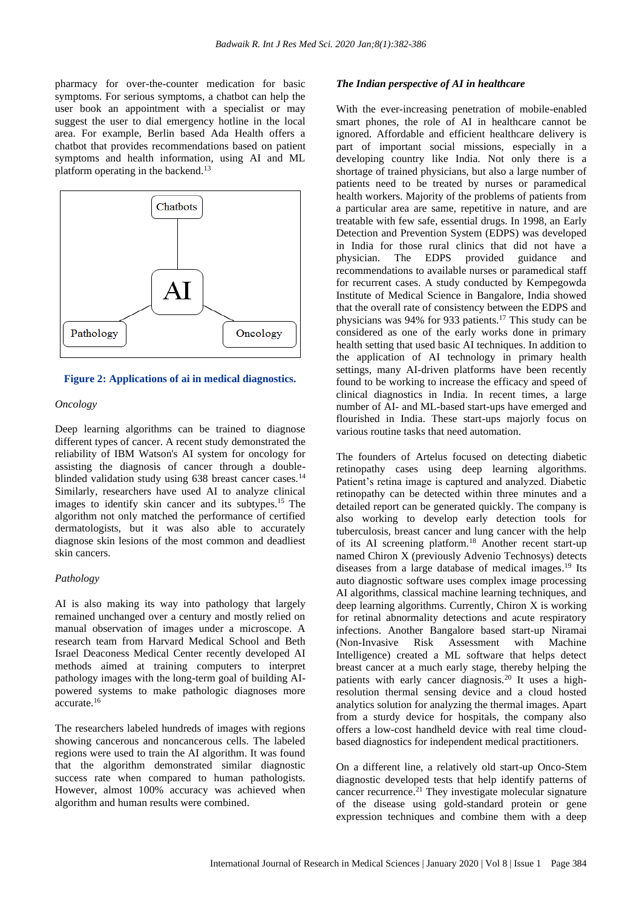pharmacy for over-the-counter medication for basic symptoms. For serious symptoms, a chatbot can help the user book an appointment with a specialist or may suggest the user to dial emergency hotline in the local area. For example, Berlin based Ada Health offers a chatbot that provides recommendations based on patient symptoms and health information, using AI and ML platform operating in the backend.[13]

Chatbots

AI

Pathology

Oncology

**Figure 2: Applications of ai in medical diagnostics.**

*Oncology*

Deep learning algorithms can be trained to diagnose different types of cancer. A recent study demonstrated the reliability of IBM Watson's AI system for oncology for assisting the diagnosis of cancer through a double-blinded validation study using 638 breast cancer cases.[14] Similarly, researchers have used AI to analyze clinical images to identify skin cancer and its subtypes.[15] The algorithm not only matched the performance of certified dermatologists, but it was also able to accurately diagnose skin lesions of the most common and deadliest skin cancers.

*Pathology*

AI is also making its way into pathology that largely remained unchanged over a century and mostly relied on manual observation of images under a microscope. A research team from Harvard Medical School and Beth Israel Deaconess Medical Center recently developed AI methods aimed at training computers to interpret pathology images with the long-term goal of building AI-powered systems to make pathologic diagnoses more accurate.[16]

The researchers labeled hundreds of images with regions showing cancerous and noncancerous cells. The labeled regions were used to train the AI algorithm. It was found that the algorithm demonstrated similar diagnostic success rate when compared to human pathologists. However, almost 100% accuracy was achieved when algorithm and human results were combined.

***The Indian perspective of AI in healthcare***

With the ever-increasing penetration of mobile-enabled smart phones, the role of AI in healthcare cannot be ignored. Affordable and efficient healthcare delivery is part of important social missions, especially in a developing country like India. Not only there is a shortage of trained physicians, but also a large number of patients need to be treated by nurses or paramedical health workers. Majority of the problems of patients from a particular area are same, repetitive in nature, and are treatable with few safe, essential drugs. In 1998, an Early Detection and Prevention System (EDPS) was developed in India for those rural clinics that did not have a physician. The EDPS provided guidance and recommendations to available nurses or paramedical staff for recurrent cases. A study conducted by Kempegowda Institute of Medical Science in Bangalore, India showed that the overall rate of consistency between the EDPS and physicians was 94% for 933 patients.[17] This study can be considered as one of the early works done in primary health setting that used basic AI techniques. In addition to the application of AI technology in primary health settings, many AI-driven platforms have been recently found to be working to increase the efficacy and speed of clinical diagnostics in India. In recent times, a large number of AI- and ML-based start-ups have emerged and flourished in India. These start-ups majorly focus on various routine tasks that need automation.

The founders of Artelus focused on detecting diabetic retinopathy cases using deep learning algorithms. Patient's retina image is captured and analyzed. Diabetic retinopathy can be detected within three minutes and a detailed report can be generated quickly. The company is also working to develop early detection tools for tuberculosis, breast cancer and lung cancer with the help of its AI screening platform.[18] Another recent start-up named Chiron X (previously Advenio Technosys) detects diseases from a large database of medical images.[19] Its auto diagnostic software uses complex image processing AI algorithms, classical machine learning techniques, and deep learning algorithms. Currently, Chiron X is working for retinal abnormality detections and acute respiratory infections. Another Bangalore based start-up Niramai (Non-Invasive Risk Assessment with Machine Intelligence) created a ML software that helps detect breast cancer at a much early stage, thereby helping the patients with early cancer diagnosis.[20] It uses a high-resolution thermal sensing device and a cloud hosted analytics solution for analyzing the thermal images. Apart from a sturdy device for hospitals, the company also offers a low-cost handheld device with real time cloud-based diagnostics for independent medical practitioners.

On a different line, a relatively old start-up Onco-Stem diagnostic developed tests that help identify patterns of cancer recurrence.[21] They investigate molecular signature of the disease using gold-standard protein or gene expression techniques and combine them with a deep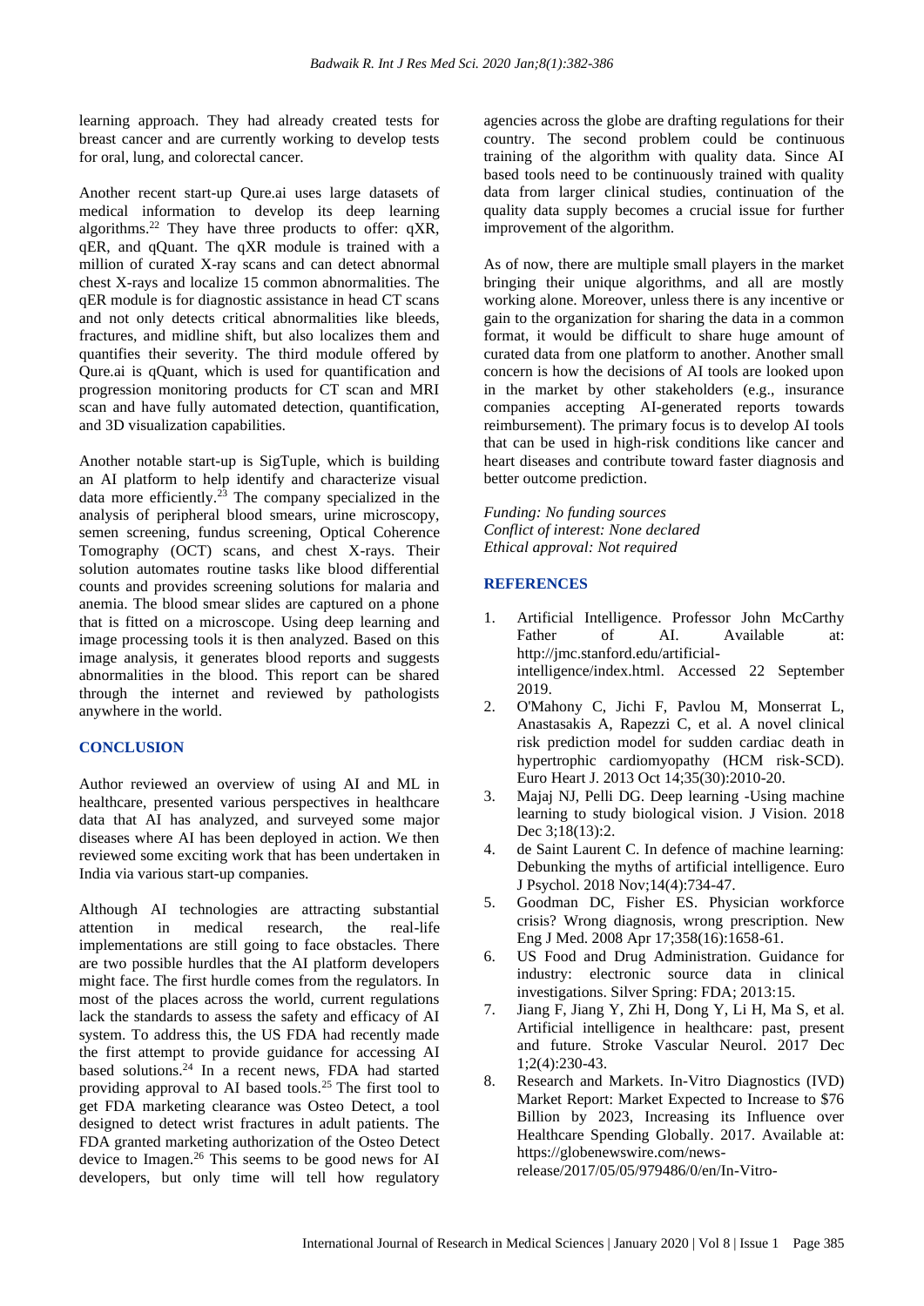learning approach. They had already created tests for breast cancer and are currently working to develop tests for oral, lung, and colorectal cancer.

Another recent start-up Qure.ai uses large datasets of medical information to develop its deep learning algorithms.[22] They have three products to offer: qXR, qER, and qQuant. The qXR module is trained with a million of curated X-ray scans and can detect abnormal chest X-rays and localize 15 common abnormalities. The qER module is for diagnostic assistance in head CT scans and not only detects critical abnormalities like bleeds, fractures, and midline shift, but also localizes them and quantifies their severity. The third module offered by Qure.ai is qQuant, which is used for quantification and progression monitoring products for CT scan and MRI scan and have fully automated detection, quantification, and 3D visualization capabilities.

Another notable start-up is SigTuple, which is building an AI platform to help identify and characterize visual data more efficiently.[23] The company specialized in the analysis of peripheral blood smears, urine microscopy, semen screening, fundus screening, Optical Coherence Tomography (OCT) scans, and chest X-rays. Their solution automates routine tasks like blood differential counts and provides screening solutions for malaria and anemia. The blood smear slides are captured on a phone that is fitted on a microscope. Using deep learning and image processing tools it is then analyzed. Based on this image analysis, it generates blood reports and suggests abnormalities in the blood. This report can be shared through the internet and reviewed by pathologists anywhere in the world.

## CONCLUSION

Author reviewed an overview of using AI and ML in healthcare, presented various perspectives in healthcare data that AI has analyzed, and surveyed some major diseases where AI has been deployed in action. We then reviewed some exciting work that has been undertaken in India via various start-up companies.

Although AI technologies are attracting substantial attention in medical research, the real-life implementations are still going to face obstacles. There are two possible hurdles that the AI platform developers might face. The first hurdle comes from the regulators. In most of the places across the world, current regulations lack the standards to assess the safety and efficacy of AI system. To address this, the US FDA had recently made the first attempt to provide guidance for accessing AI based solutions.[24] In a recent news, FDA had started providing approval to AI based tools.[25] The first tool to get FDA marketing clearance was Osteo Detect, a tool designed to detect wrist fractures in adult patients. The FDA granted marketing authorization of the Osteo Detect device to Imagen.[26] This seems to be good news for AI developers, but only time will tell how regulatory agencies across the globe are drafting regulations for their country. The second problem could be continuous training of the algorithm with quality data. Since AI based tools need to be continuously trained with quality data from larger clinical studies, continuation of the quality data supply becomes a crucial issue for further improvement of the algorithm.

As of now, there are multiple small players in the market bringing their unique algorithms, and all are mostly working alone. Moreover, unless there is any incentive or gain to the organization for sharing the data in a common format, it would be difficult to share huge amount of curated data from one platform to another. Another small concern is how the decisions of AI tools are looked upon in the market by other stakeholders (e.g., insurance companies accepting AI-generated reports towards reimbursement). The primary focus is to develop AI tools that can be used in high-risk conditions like cancer and heart diseases and contribute toward faster diagnosis and better outcome prediction.

*Funding: No funding sources*
*Conflict of interest: None declared*
*Ethical approval: Not required*

## REFERENCES

1. Artificial Intelligence. Professor John McCarthy Father of AI. Available at: http://jmc.stanford.edu/artificial-intelligence/index.html. Accessed 22 September 2019.
2. O'Mahony C, Jichi F, Pavlou M, Monserrat L, Anastasakis A, Rapezzi C, et al. A novel clinical risk prediction model for sudden cardiac death in hypertrophic cardiomyopathy (HCM risk-SCD). Euro Heart J. 2013 Oct 14;35(30):2010-20.
3. Majaj NJ, Pelli DG. Deep learning -Using machine learning to study biological vision. J Vision. 2018 Dec 3;18(13):2.
4. de Saint Laurent C. In defence of machine learning: Debunking the myths of artificial intelligence. Euro J Psychol. 2018 Nov;14(4):734-47.
5. Goodman DC, Fisher ES. Physician workforce crisis? Wrong diagnosis, wrong prescription. New Eng J Med. 2008 Apr 17;358(16):1658-61.
6. US Food and Drug Administration. Guidance for industry: electronic source data in clinical investigations. Silver Spring: FDA; 2013:15.
7. Jiang F, Jiang Y, Zhi H, Dong Y, Li H, Ma S, et al. Artificial intelligence in healthcare: past, present and future. Stroke Vascular Neurol. 2017 Dec 1;2(4):230-43.
8. Research and Markets. In-Vitro Diagnostics (IVD) Market Report: Market Expected to Increase to $76 Billion by 2023, Increasing its Influence over Healthcare Spending Globally. 2017. Available at: https://globenewswire.com/news-release/2017/05/05/979486/0/en/In-Vitro-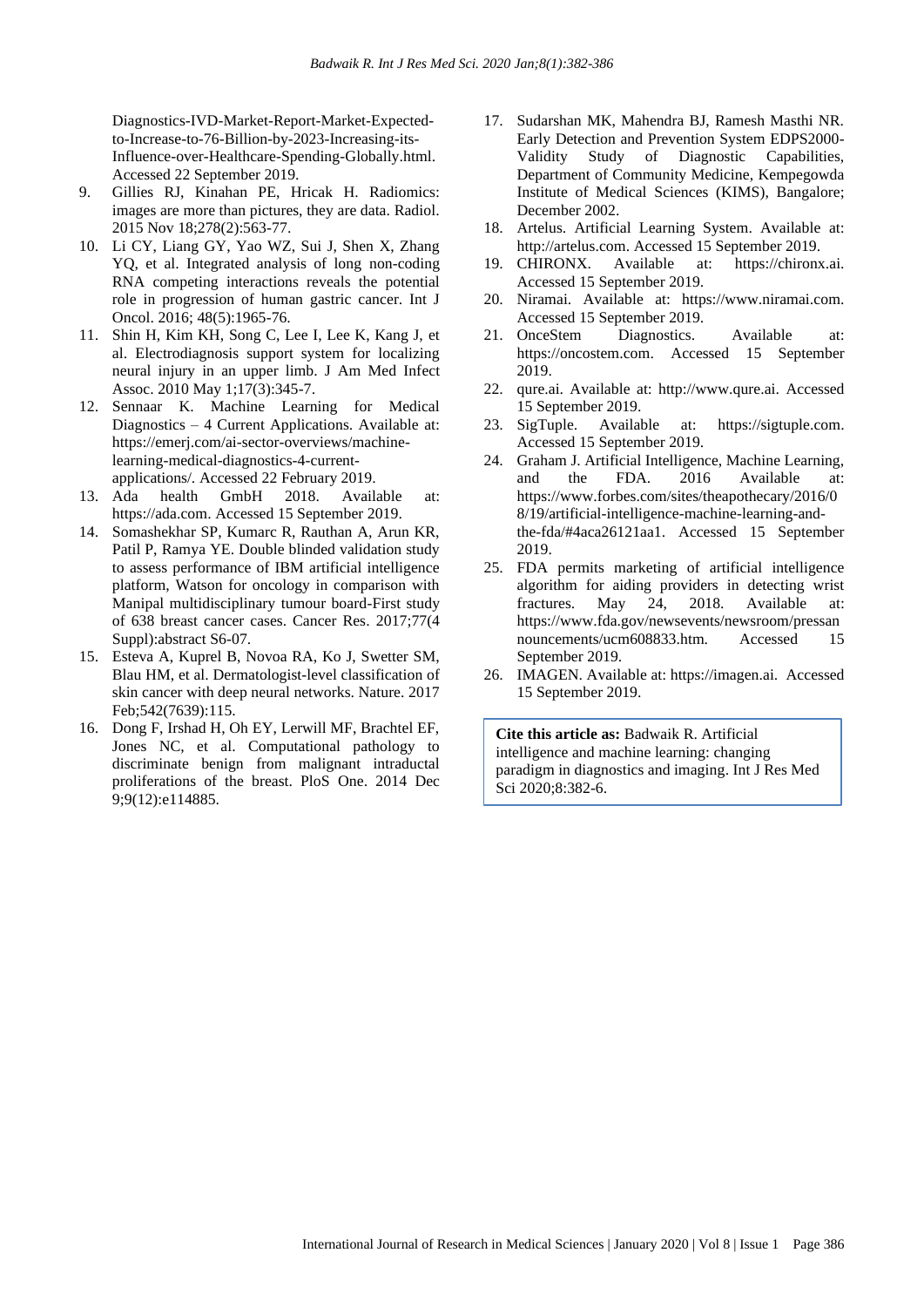Diagnostics-IVD-Market-Report-Market-Expected-to-Increase-to-76-Billion-by-2023-Increasing-its-Influence-over-Healthcare-Spending-Globally.html. Accessed 22 September 2019.

9. Gillies RJ, Kinahan PE, Hricak H. Radiomics: images are more than pictures, they are data. Radiol. 2015 Nov 18;278(2):563-77.
10. Li CY, Liang GY, Yao WZ, Sui J, Shen X, Zhang YQ, et al. Integrated analysis of long non-coding RNA competing interactions reveals the potential role in progression of human gastric cancer. Int J Oncol. 2016; 48(5):1965-76.
11. Shin H, Kim KH, Song C, Lee I, Lee K, Kang J, et al. Electrodiagnosis support system for localizing neural injury in an upper limb. J Am Med Infect Assoc. 2010 May 1;17(3):345-7.
12. Sennaar K. Machine Learning for Medical Diagnostics – 4 Current Applications. Available at: https://emerj.com/ai-sector-overviews/machine-learning-medical-diagnostics-4-current-applications/. Accessed 22 February 2019.
13. Ada health GmbH 2018. Available at: https://ada.com. Accessed 15 September 2019.
14. Somashekhar SP, Kumarc R, Rauthan A, Arun KR, Patil P, Ramya YE. Double blinded validation study to assess performance of IBM artificial intelligence platform, Watson for oncology in comparison with Manipal multidisciplinary tumour board-First study of 638 breast cancer cases. Cancer Res. 2017;77(4 Suppl):abstract S6-07.
15. Esteva A, Kuprel B, Novoa RA, Ko J, Swetter SM, Blau HM, et al. Dermatologist-level classification of skin cancer with deep neural networks. Nature. 2017 Feb;542(7639):115.
16. Dong F, Irshad H, Oh EY, Lerwill MF, Brachtel EF, Jones NC, et al. Computational pathology to discriminate benign from malignant intraductal proliferations of the breast. PloS One. 2014 Dec 9;9(12):e114885.
17. Sudarshan MK, Mahendra BJ, Ramesh Masthi NR. Early Detection and Prevention System EDPS2000-Validity Study of Diagnostic Capabilities, Department of Community Medicine, Kempegowda Institute of Medical Sciences (KIMS), Bangalore; December 2002.
18. Artelus. Artificial Learning System. Available at: http://artelus.com. Accessed 15 September 2019.
19. CHIRONX. Available at: https://chironx.ai. Accessed 15 September 2019.
20. Niramai. Available at: https://www.niramai.com. Accessed 15 September 2019.
21. OnceStem Diagnostics. Available at: https://oncostem.com. Accessed 15 September 2019.
22. qure.ai. Available at: http://www.qure.ai. Accessed 15 September 2019.
23. SigTuple. Available at: https://sigtuple.com. Accessed 15 September 2019.
24. Graham J. Artificial Intelligence, Machine Learning, and the FDA. 2016 Available at: https://www.forbes.com/sites/theapothecary/2016/08/19/artificial-intelligence-machine-learning-and-the-fda/#4aca26121aa1. Accessed 15 September 2019.
25. FDA permits marketing of artificial intelligence algorithm for aiding providers in detecting wrist fractures. May 24, 2018. Available at: https://www.fda.gov/newsevents/newsroom/pressannouncements/ucm608833.htm. Accessed 15 September 2019.
26. IMAGEN. Available at: https://imagen.ai. Accessed 15 September 2019.

**Cite this article as:** Badwaik R. Artificial intelligence and machine learning: changing paradigm in diagnostics and imaging. Int J Res Med Sci 2020;8:382-6.